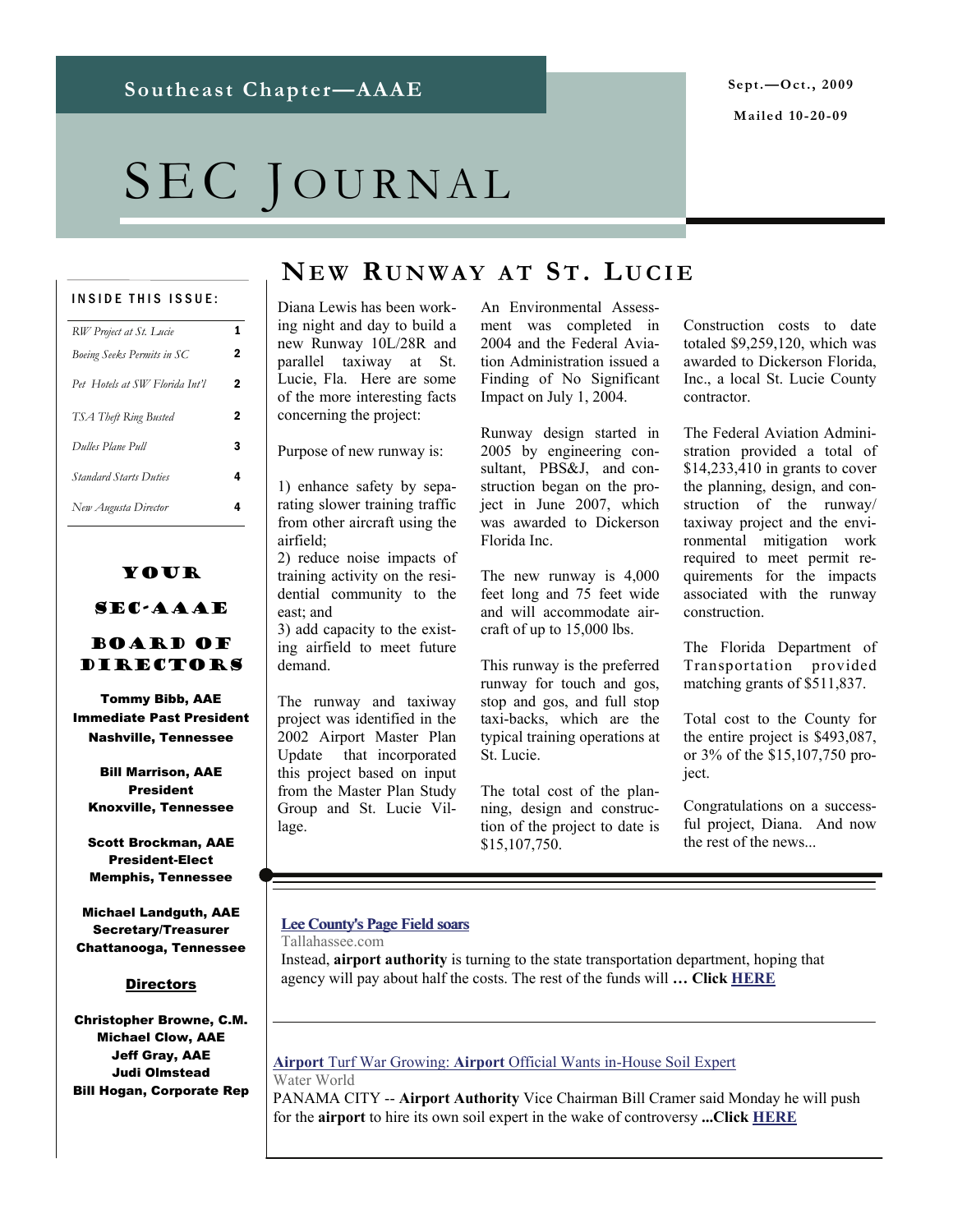Southeast Chapter—AAAE

Sept.—Oct., 2009

Mailed 10-20-09

# SEC Journal

## New Runway at St. Lucie

Diana Lewis has been working night and day to build a new Runway 10L/28R and parallel taxiway at St. Lucie, Fla. Here are some of the more interesting facts concerning the project:

Purpose of new runway is:

1) enhance safety by separating slower training traffic from other aircraft using the airfield;
2) reduce noise impacts of training activity on the residential community to the east; and
3) add capacity to the existing airfield to meet future demand.

The runway and taxiway project was identified in the 2002 Airport Master Plan Update that incorporated this project based on input from the Master Plan Study Group and St. Lucie Village.

An Environmental Assessment was completed in 2004 and the Federal Aviation Administration issued a Finding of No Significant Impact on July 1, 2004.

Runway design started in 2005 by engineering consultant, PBS&J, and construction began on the project in June 2007, which was awarded to Dickerson Florida Inc.

The new runway is 4,000 feet long and 75 feet wide and will accommodate aircraft of up to 15,000 lbs.

This runway is the preferred runway for touch and gos, stop and gos, and full stop taxi-backs, which are the typical training operations at St. Lucie.

The total cost of the planning, design and construction of the project to date is $15,107,750.

Construction costs to date totaled $9,259,120, which was awarded to Dickerson Florida, Inc., a local St. Lucie County contractor.

The Federal Aviation Administration provided a total of $14,233,410 in grants to cover the planning, design, and construction of the runway/taxiway project and the environmental mitigation work required to meet permit requirements for the impacts associated with the runway construction.

The Florida Department of Transportation provided matching grants of $511,837.

Total cost to the County for the entire project is $493,087, or 3% of the $15,107,750 project.

Congratulations on a successful project, Diana. And now the rest of the news...

**Lee County's Page Field soars**
Tallahassee.com
Instead, **airport authority** is turning to the state transportation department, hoping that agency will pay about half the costs. The rest of the funds will **… Click HERE**

**Airport** Turf War Growing: **Airport** Official Wants in-House Soil Expert
Water World
PANAMA CITY -- **Airport Authority** Vice Chairman Bill Cramer said Monday he will push for the **airport** to hire its own soil expert in the wake of controversy **...Click HERE**

### Inside This Issue:

| | |
|---|---|
| *RW Project at St. Lucie* | 1 |
| *Boeing Seeks Permits in SC* | 2 |
| *Pet Hotels at SW Florida Int'l* | 2 |
| *TSA Theft Ring Busted* | 2 |
| *Dulles Plane Pull* | 3 |
| *Standard Starts Duties* | 4 |
| *New Augusta Director* | 4 |

### Your SEC-AAAE Board of Directors

**Tommy Bibb, AAE**
**Immediate Past President**
**Nashville, Tennessee**

**Bill Marrison, AAE**
**President**
**Knoxville, Tennessee**

**Scott Brockman, AAE**
**President-Elect**
**Memphis, Tennessee**

**Michael Landguth, AAE**
**Secretary/Treasurer**
**Chattanooga, Tennessee**

**Directors**

**Christopher Browne, C.M.**
**Michael Clow, AAE**
**Jeff Gray, AAE**
**Judi Olmstead**
**Bill Hogan, Corporate Rep**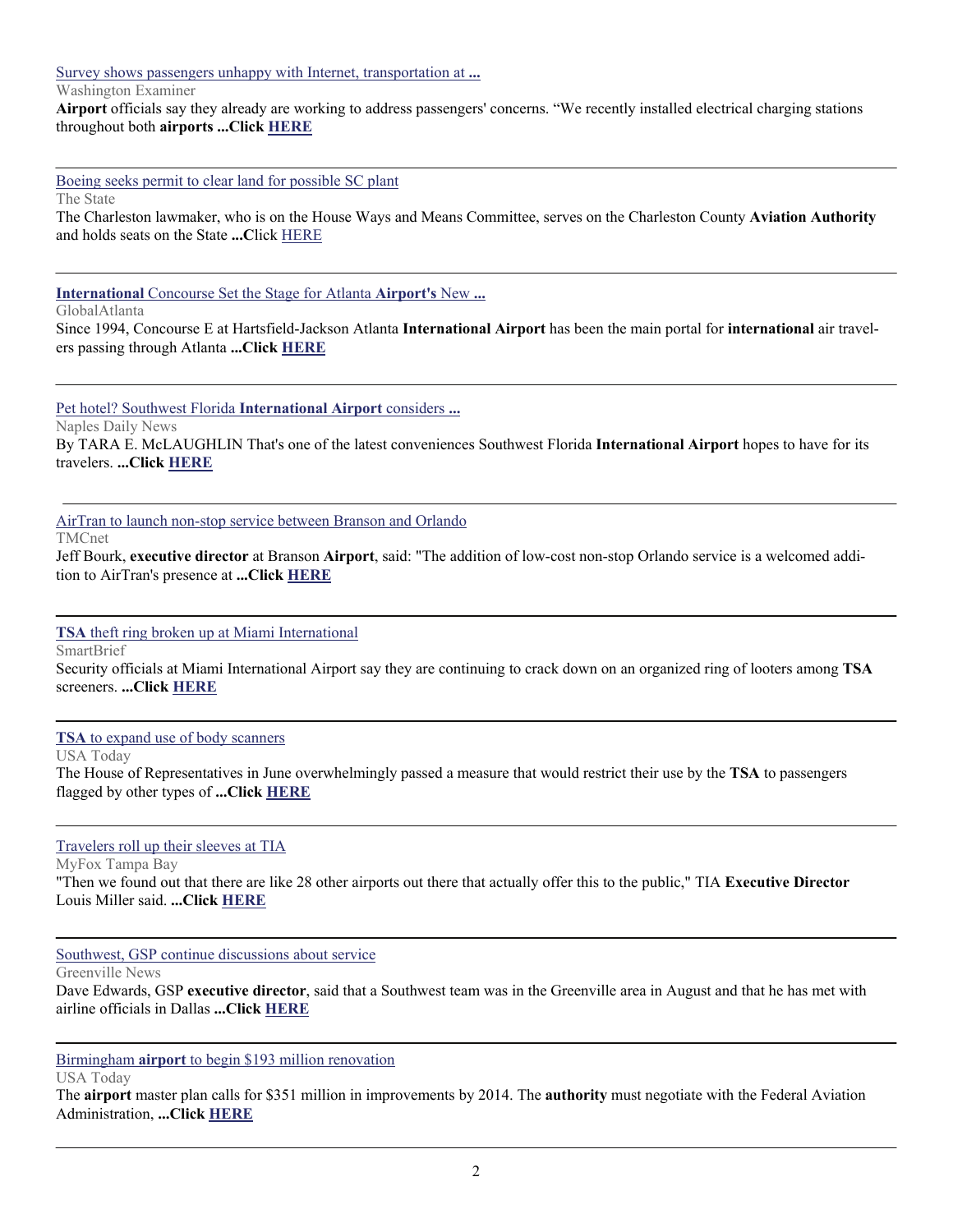Survey shows passengers unhappy with Internet, transportation at **...**

Washington Examiner

**Airport** officials say they already are working to address passengers' concerns. "We recently installed electrical charging stations throughout both **airports ...Click HERE**

---

Boeing seeks permit to clear land for possible SC plant

The State

The Charleston lawmaker, who is on the House Ways and Means Committee, serves on the Charleston County **Aviation Authority** and holds seats on the State **...C**lick HERE

---

**International** Concourse Set the Stage for Atlanta **Airport's** New **...**

GlobalAtlanta

Since 1994, Concourse E at Hartsfield-Jackson Atlanta **International Airport** has been the main portal for **international** air travelers passing through Atlanta **...Click HERE**

---

Pet hotel? Southwest Florida **International Airport** considers **...**

Naples Daily News

By TARA E. McLAUGHLIN That's one of the latest conveniences Southwest Florida **International Airport** hopes to have for its travelers. **...Click HERE**

---

AirTran to launch non-stop service between Branson and Orlando

TMCnet

Jeff Bourk, **executive director** at Branson **Airport**, said: "The addition of low-cost non-stop Orlando service is a welcomed addition to AirTran's presence at **...Click HERE**

---

**TSA** theft ring broken up at Miami International

SmartBrief

Security officials at Miami International Airport say they are continuing to crack down on an organized ring of looters among **TSA** screeners. **...Click HERE**

---

**TSA** to expand use of body scanners

USA Today

The House of Representatives in June overwhelmingly passed a measure that would restrict their use by the **TSA** to passengers flagged by other types of **...Click HERE**

---

Travelers roll up their sleeves at TIA

MyFox Tampa Bay

"Then we found out that there are like 28 other airports out there that actually offer this to the public," TIA **Executive Director** Louis Miller said. **...Click HERE**

---

Southwest, GSP continue discussions about service

Greenville News

Dave Edwards, GSP **executive director**, said that a Southwest team was in the Greenville area in August and that he has met with airline officials in Dallas **...Click HERE**

---

Birmingham **airport** to begin $193 million renovation

USA Today

The **airport** master plan calls for $351 million in improvements by 2014. The **authority** must negotiate with the Federal Aviation Administration, **...Click HERE**

---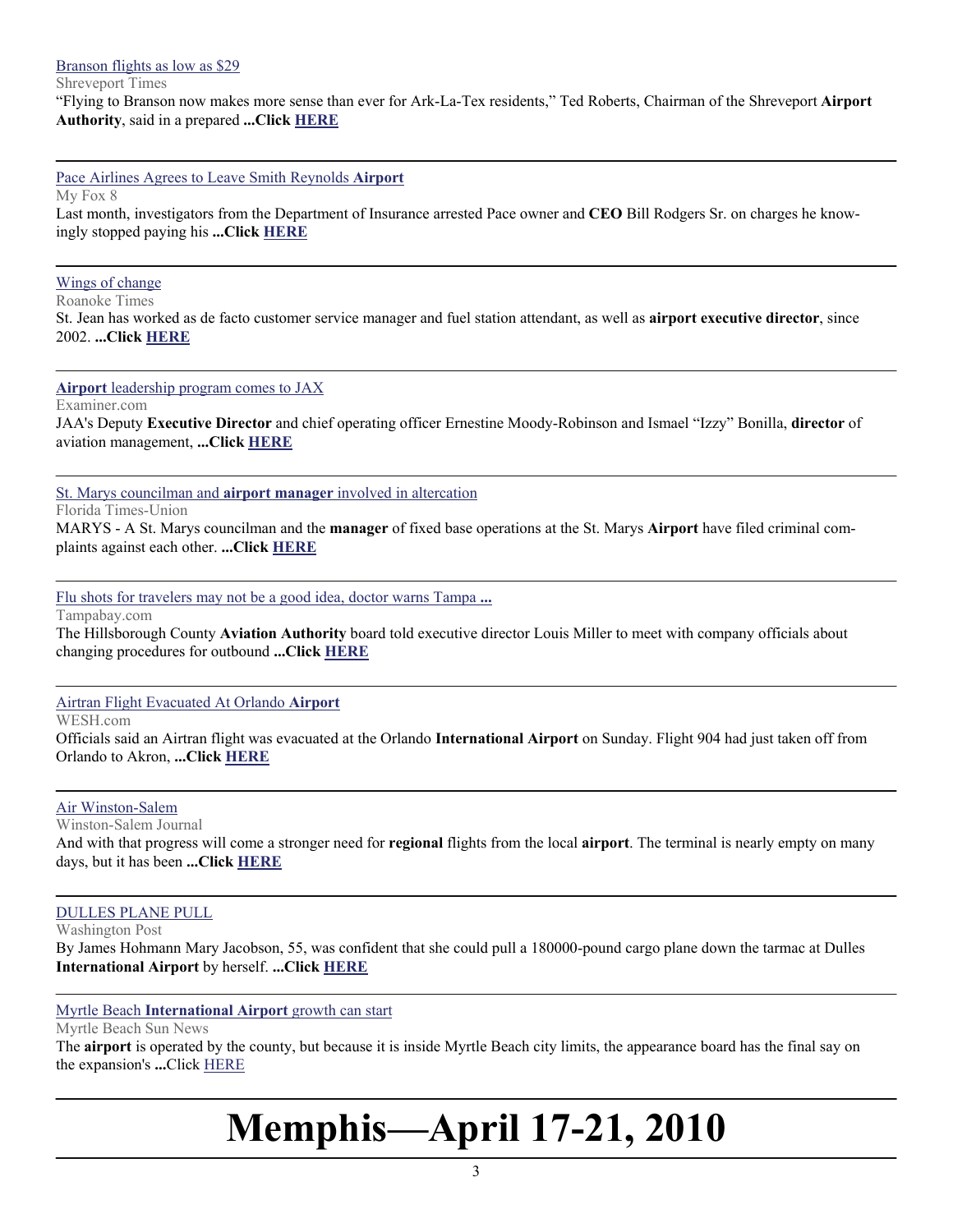[Branson flights as low as $29](#)

Shreveport Times

"Flying to Branson now makes more sense than ever for Ark-La-Tex residents," Ted Roberts, Chairman of the Shreveport **Airport Authority**, said in a prepared **...Click [HERE](#)**

---

[Pace Airlines Agrees to Leave Smith Reynolds **Airport**](#)

My Fox 8

Last month, investigators from the Department of Insurance arrested Pace owner and **CEO** Bill Rodgers Sr. on charges he knowingly stopped paying his **...Click [HERE](#)**

---

[Wings of change](#)

Roanoke Times

St. Jean has worked as de facto customer service manager and fuel station attendant, as well as **airport executive director**, since 2002. **...Click [HERE](#)**

---

[**Airport** leadership program comes to JAX](#)

Examiner.com

JAA's Deputy **Executive Director** and chief operating officer Ernestine Moody-Robinson and Ismael "Izzy" Bonilla, **director** of aviation management, **...Click [HERE](#)**

---

[St. Marys councilman and **airport manager** involved in altercation](#)

Florida Times-Union

MARYS - A St. Marys councilman and the **manager** of fixed base operations at the St. Marys **Airport** have filed criminal complaints against each other. **...Click [HERE](#)**

---

[Flu shots for travelers may not be a good idea, doctor warns Tampa **...**](#)

Tampabay.com

The Hillsborough County **Aviation Authority** board told executive director Louis Miller to meet with company officials about changing procedures for outbound **...Click [HERE](#)**

---

[Airtran Flight Evacuated At Orlando **Airport**](#)

WESH.com

Officials said an Airtran flight was evacuated at the Orlando **International Airport** on Sunday. Flight 904 had just taken off from Orlando to Akron, **...Click [HERE](#)**

---

[Air Winston-Salem](#)

Winston-Salem Journal

And with that progress will come a stronger need for **regional** flights from the local **airport**. The terminal is nearly empty on many days, but it has been **...Click [HERE](#)**

---

[DULLES PLANE PULL](#)

Washington Post

By James Hohmann Mary Jacobson, 55, was confident that she could pull a 180000-pound cargo plane down the tarmac at Dulles **International Airport** by herself. **...Click [HERE](#)**

---

[Myrtle Beach **International Airport** growth can start](#)

Myrtle Beach Sun News

The **airport** is operated by the county, but because it is inside Myrtle Beach city limits, the appearance board has the final say on the expansion's **...**Click [HERE](#)

---

# Memphis—April 17-21, 2010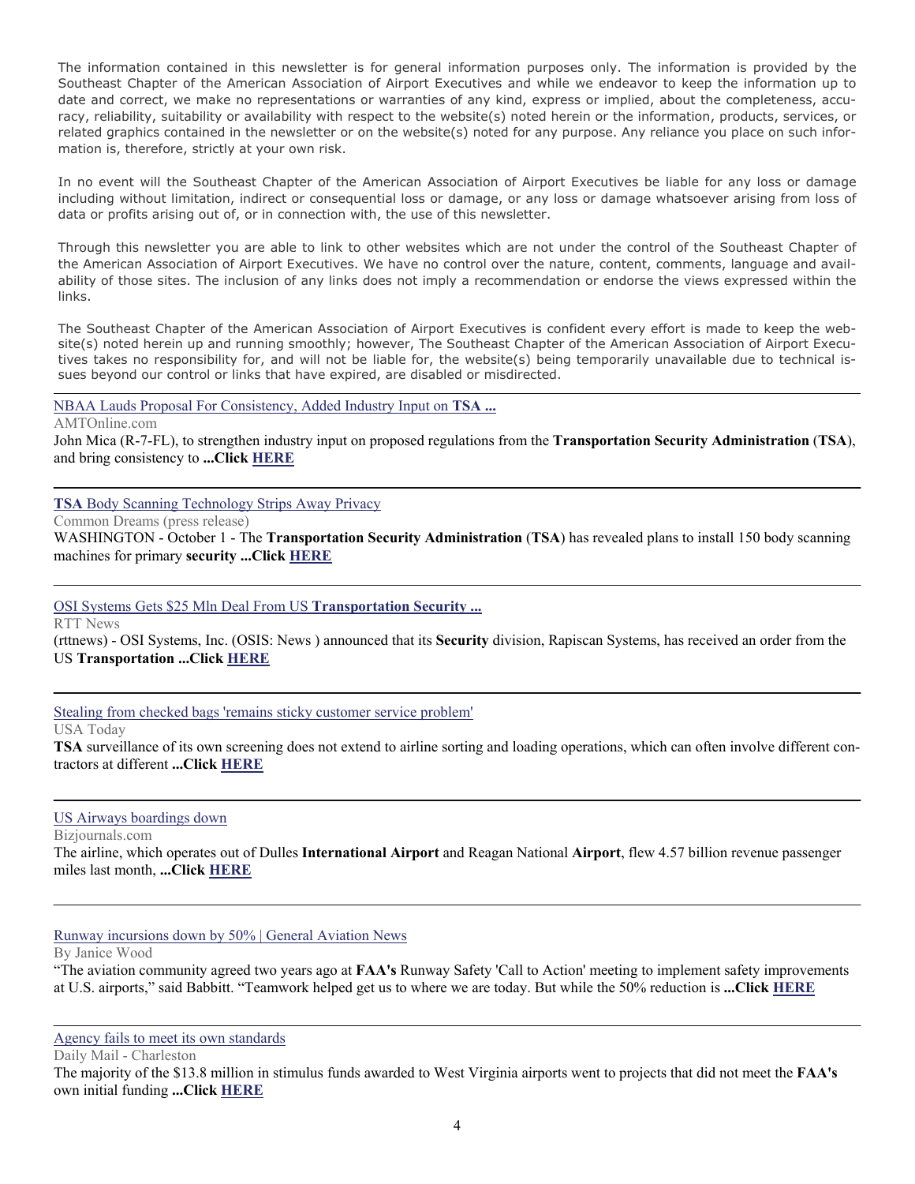The information contained in this newsletter is for general information purposes only. The information is provided by the Southeast Chapter of the American Association of Airport Executives and while we endeavor to keep the information up to date and correct, we make no representations or warranties of any kind, express or implied, about the completeness, accuracy, reliability, suitability or availability with respect to the website(s) noted herein or the information, products, services, or related graphics contained in the newsletter or on the website(s) noted for any purpose. Any reliance you place on such information is, therefore, strictly at your own risk.

In no event will the Southeast Chapter of the American Association of Airport Executives be liable for any loss or damage including without limitation, indirect or consequential loss or damage, or any loss or damage whatsoever arising from loss of data or profits arising out of, or in connection with, the use of this newsletter.

Through this newsletter you are able to link to other websites which are not under the control of the Southeast Chapter of the American Association of Airport Executives. We have no control over the nature, content, comments, language and availability of those sites. The inclusion of any links does not imply a recommendation or endorse the views expressed within the links.

The Southeast Chapter of the American Association of Airport Executives is confident every effort is made to keep the website(s) noted herein up and running smoothly; however, The Southeast Chapter of the American Association of Airport Executives takes no responsibility for, and will not be liable for, the website(s) being temporarily unavailable due to technical issues beyond our control or links that have expired, are disabled or misdirected.

---

NBAA Lauds Proposal For Consistency, Added Industry Input on **TSA ...**

AMTOnline.com

John Mica (R-7-FL), to strengthen industry input on proposed regulations from the **Transportation Security Administration** (**TSA**), and bring consistency to **...Click HERE**

---

**TSA** Body Scanning Technology Strips Away Privacy

Common Dreams (press release)

WASHINGTON - October 1 - The **Transportation Security Administration** (**TSA**) has revealed plans to install 150 body scanning machines for primary **security ...Click HERE**

---

OSI Systems Gets $25 Mln Deal From US **Transportation Security ...**

RTT News

(rttnews) - OSI Systems, Inc. (OSIS: News ) announced that its **Security** division, Rapiscan Systems, has received an order from the US **Transportation ...Click HERE**

---

Stealing from checked bags 'remains sticky customer service problem'

USA Today

**TSA** surveillance of its own screening does not extend to airline sorting and loading operations, which can often involve different contractors at different **...Click HERE**

---

US Airways boardings down

Bizjournals.com

The airline, which operates out of Dulles **International Airport** and Reagan National **Airport**, flew 4.57 billion revenue passenger miles last month, **...Click HERE**

---

Runway incursions down by 50% | General Aviation News

By Janice Wood

"The aviation community agreed two years ago at **FAA's** Runway Safety 'Call to Action' meeting to implement safety improvements at U.S. airports," said Babbitt. "Teamwork helped get us to where we are today. But while the 50% reduction is **...Click HERE**

---

Agency fails to meet its own standards

Daily Mail - Charleston

The majority of the $13.8 million in stimulus funds awarded to West Virginia airports went to projects that did not meet the **FAA's** own initial funding **...Click HERE**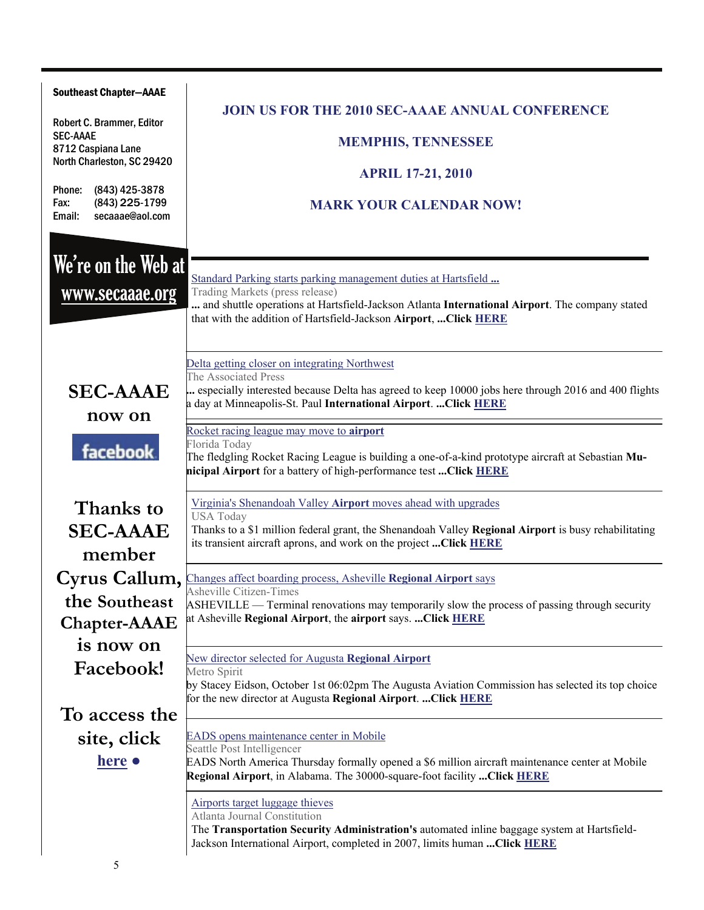**Southeast Chapter—AAAE**

Robert C. Brammer, Editor
SEC-AAAE
8712 Caspiana Lane
North Charleston, SC 29420

Phone: (843) 425-3878
Fax: (843) 225-1799
Email: secaaae@aol.com

**We're on the Web at www.secaaae.org**

**SEC-AAAE now on facebook**

**Thanks to SEC-AAAE member Cyrus Callum, the Southeast Chapter-AAAE is now on Facebook!**

**To access the site, click here ●**

## JOIN US FOR THE 2010 SEC-AAAE ANNUAL CONFERENCE

## MEMPHIS, TENNESSEE

## APRIL 17-21, 2010

## MARK YOUR CALENDAR NOW!

---

Standard Parking starts parking management duties at Hartsfield **...**
Trading Markets (press release)
**...** and shuttle operations at Hartsfield-Jackson Atlanta **International Airport**. The company stated that with the addition of Hartsfield-Jackson **Airport**, **...Click HERE**

---

Delta getting closer on integrating Northwest
The Associated Press
**...** especially interested because Delta has agreed to keep 10000 jobs here through 2016 and 400 flights a day at Minneapolis-St. Paul **International Airport**. **...Click HERE**

---

Rocket racing league may move to **airport**
Florida Today
The fledgling Rocket Racing League is building a one-of-a-kind prototype aircraft at Sebastian **Municipal Airport** for a battery of high-performance test **...Click HERE**

---

Virginia's Shenandoah Valley **Airport** moves ahead with upgrades
USA Today
Thanks to a $1 million federal grant, the Shenandoah Valley **Regional Airport** is busy rehabilitating its transient aircraft aprons, and work on the project **...Click HERE**

---

Changes affect boarding process, Asheville **Regional Airport** says
Asheville Citizen-Times
ASHEVILLE — Terminal renovations may temporarily slow the process of passing through security at Asheville **Regional Airport**, the **airport** says. **...Click HERE**

---

New director selected for Augusta **Regional Airport**
Metro Spirit
by Stacey Eidson, October 1st 06:02pm The Augusta Aviation Commission has selected its top choice for the new director at Augusta **Regional Airport**. **...Click HERE**

---

EADS opens maintenance center in Mobile
Seattle Post Intelligencer
EADS North America Thursday formally opened a $6 million aircraft maintenance center at Mobile **Regional Airport**, in Alabama. The 30000-square-foot facility **...Click HERE**

---

Airports target luggage thieves
Atlanta Journal Constitution
The **Transportation Security Administration's** automated inline baggage system at Hartsfield-Jackson International Airport, completed in 2007, limits human **...Click HERE**